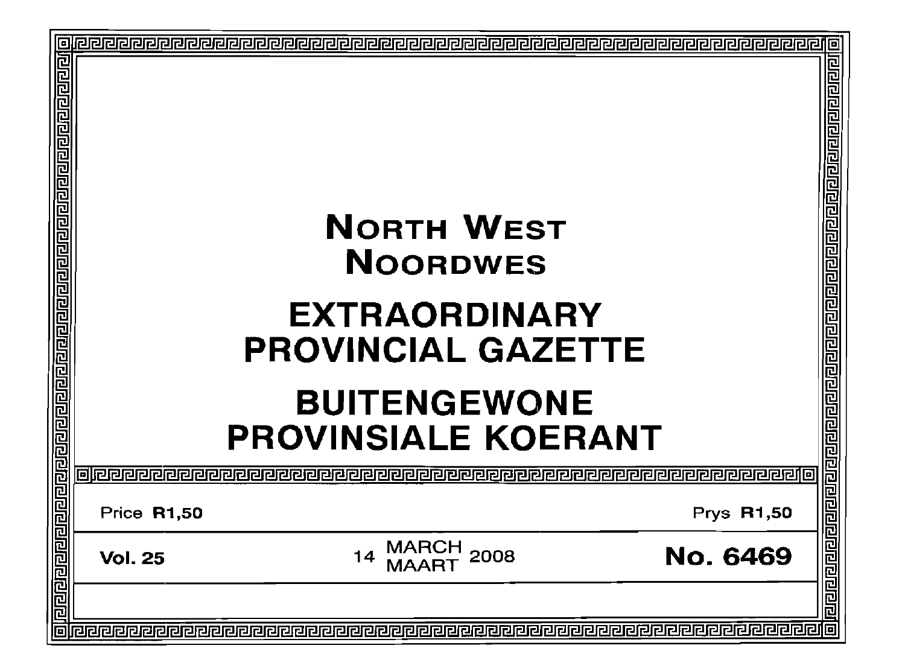# NORTH WEST
# NOORDWES

# EXTRAORDINARY PROVINCIAL GAZETTE

# BUITENGEWONE PROVINSIALE KOERANT

Price **R1,50** Prys **R1,50**

**Vol. 25** 14 MARCH MAART 2008 **No. 6469**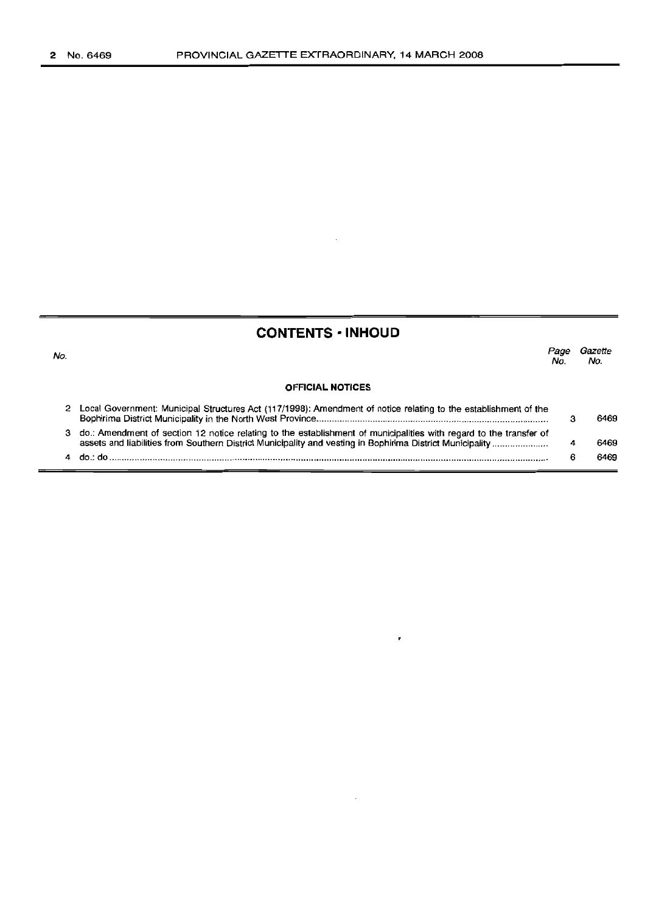## CONTENTS · INHOUD

| No. | | Page No. | Gazette No. |
|---|---|---|---|
| | **OFFICIAL NOTICES** | | |
| 2 | Local Government: Municipal Structures Act (117/1998): Amendment of notice relating to the establishment of the Bophirima District Municipality in the North West Province | 3 | 6469 |
| 3 | do.: Amendment of section 12 notice relating to the establishment of municipalities with regard to the transfer of assets and liabilities from Southern District Municipality and vesting in Bophirima District Municipality | 4 | 6469 |
| 4 | do.: do | 6 | 6469 |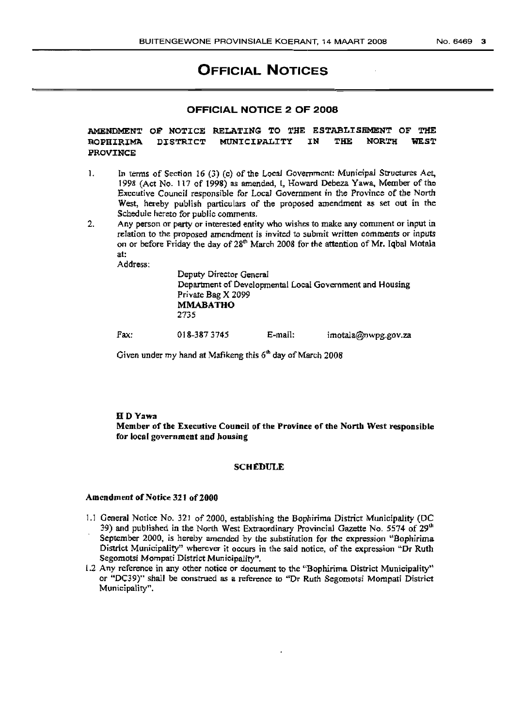# OFFICIAL NOTICES

## OFFICIAL NOTICE 2 OF 2008

**AMENDMENT OF NOTICE RELATING TO THE ESTABLISHMENT OF THE BOPHIRIMA DISTRICT MUNICIPALITY IN THE NORTH WEST PROVINCE**

1. In terms of Section 16 (3) (c) of the Local Government: Municipal Structures Act, 1998 (Act No. 117 of 1998) as amended, I, Howard Debeza Yawa, Member of the Executive Council responsible for Local Government in the Province of the North West, hereby publish particulars of the proposed amendment as set out in the Schedule hereto for public comments.
2. Any person or party or interested entity who wishes to make any comment or input in relation to the proposed amendment is invited to submit written comments or inputs on or before Friday the day of 28th March 2008 for the attention of Mr. Iqbal Motala at:

Address:

Deputy Director General
Department of Developmental Local Government and Housing
Private Bag X 2099
**MMABATHO**
2735

Fax: 018-387 3745 E-mail: imotala@nwpg.gov.za

Given under my hand at Mafikeng this 6th day of March 2008

**H D Yawa**
**Member of the Executive Council of the Province of the North West responsible for local government and housing**

**SCHEDULE**

**Amendment of Notice 321 of 2000**

1.1 General Notice No. 321 of 2000, establishing the Bophirima District Municipality (DC 39) and published in the North West Extraordinary Provincial Gazette No. 5574 of 29th September 2000, is hereby amended by the substitution for the expression "Bophirima District Municipality" wherever it occurs in the said notice, of the expression "Dr Ruth Segomotsi Mompati District Municipality".

1.2 Any reference in any other notice or document to the "Bophirima District Municipality" or "DC39)" shall be construed as a reference to "Dr Ruth Segomotsi Mompati District Municipality".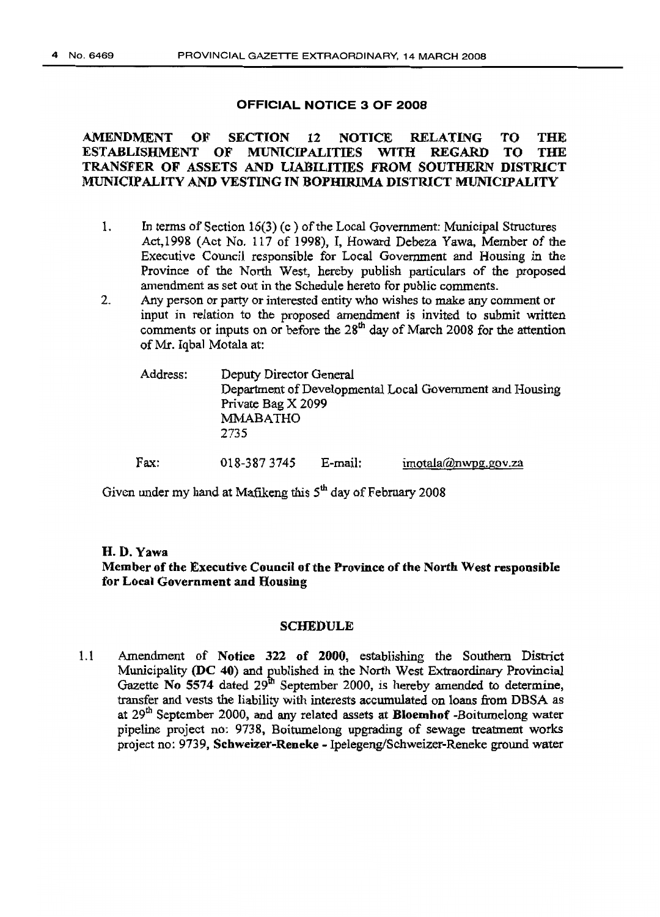**OFFICIAL NOTICE 3 OF 2008**

**AMENDMENT OF SECTION 12 NOTICE RELATING TO THE ESTABLISHMENT OF MUNICIPALITIES WITH REGARD TO THE TRANSFER OF ASSETS AND LIABILITIES FROM SOUTHERN DISTRICT MUNICIPALITY AND VESTING IN BOPHIRIMA DISTRICT MUNICIPALITY**

1. In terms of Section 16(3) (c ) of the Local Government: Municipal Structures Act,1998 (Act No. 117 of 1998), I, Howard Debeza Yawa, Member of the Executive Council responsible for Local Government and Housing in the Province of the North West, hereby publish particulars of the proposed amendment as set out in the Schedule hereto for public comments.
2. Any person or party or interested entity who wishes to make any comment or input in relation to the proposed amendment is invited to submit written comments or inputs on or before the 28th day of March 2008 for the attention of Mr. Iqbal Motala at:

Address: Deputy Director General
Department of Developmental Local Government and Housing
Private Bag X 2099
MMABATHO
2735

Fax: 018-387 3745 E-mail: imotala@nwpg.gov.za

Given under my hand at Mafikeng this 5th day of February 2008

**H. D. Yawa**
**Member of the Executive Council of the Province of the North West responsible for Local Government and Housing**

**SCHEDULE**

1.1 Amendment of **Notice 322 of 2000**, establishing the Southern District Municipality **(DC 40)** and published in the North West Extraordinary Provincial Gazette **No 5574** dated 29th September 2000, is hereby amended to determine, transfer and vests the liability with interests accumulated on loans from DBSA as at 29th September 2000, and any related assets at **Bloemhof** -Boitumelong water pipeline project no: 9738, Boitumelong upgrading of sewage treatment works project no: 9739, **Schweizer-Reneke** - Ipelegeng/Schweizer-Reneke ground water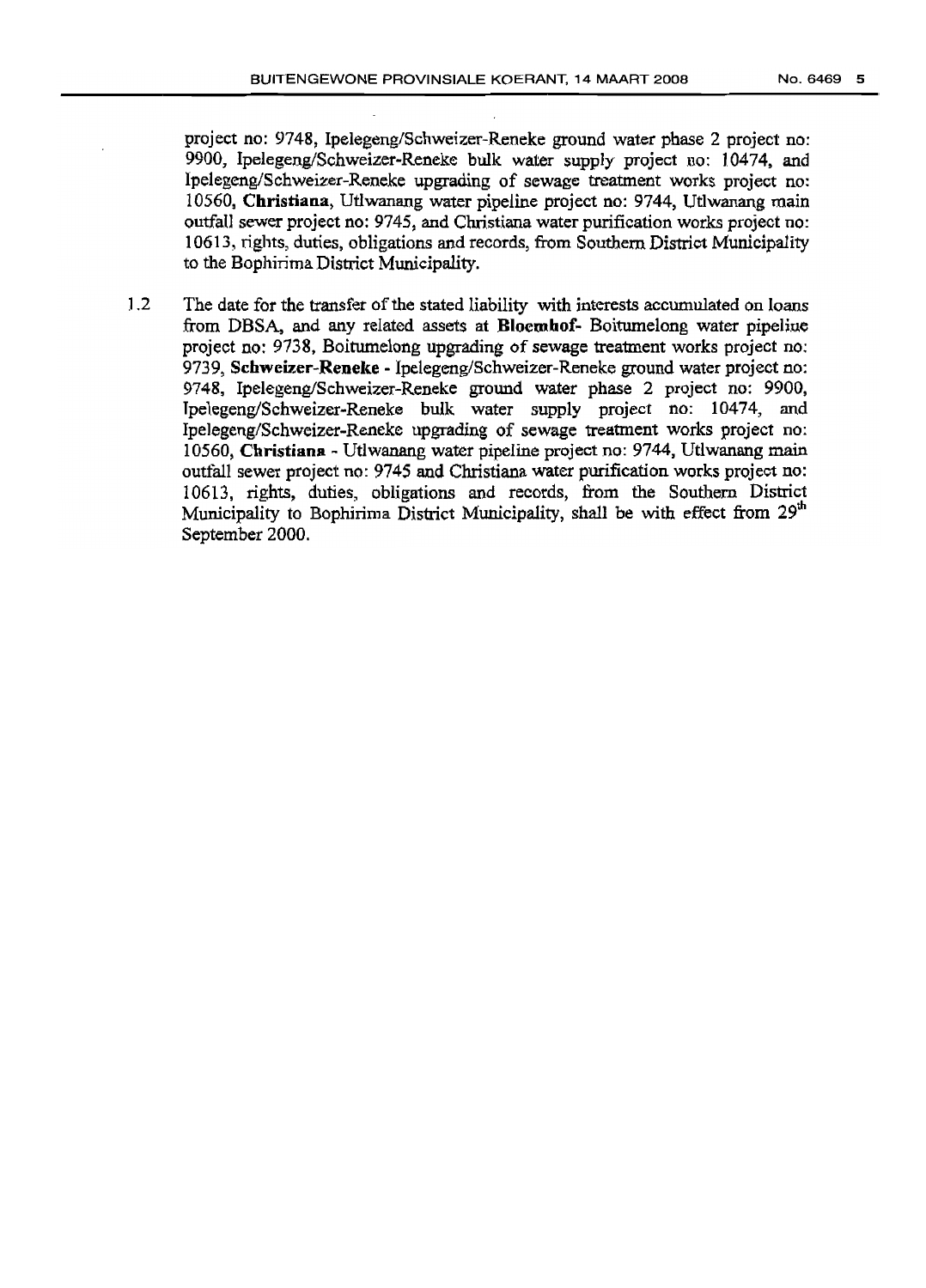project no: 9748, Ipelegeng/Schweizer-Reneke ground water phase 2 project no: 9900, Ipelegeng/Schweizer-Reneke bulk water supply project no: 10474, and Ipelegeng/Schweizer-Reneke upgrading of sewage treatment works project no: 10560, **Christiana**, Utlwanang water pipeline project no: 9744, Utlwanang main outfall sewer project no: 9745, and Christiana water purification works project no: 10613, rights, duties, obligations and records, from Southern District Municipality to the Bophirima District Municipality.

1.2 The date for the transfer of the stated liability with interests accumulated on loans from DBSA, and any related assets at **Bloemhof**- Boitumelong water pipeline project no: 9738, Boitumelong upgrading of sewage treatment works project no: 9739, **Schweizer-Reneke** - Ipelegeng/Schweizer-Reneke ground water project no: 9748, Ipelegeng/Schweizer-Reneke ground water phase 2 project no: 9900, Ipelegeng/Schweizer-Reneke bulk water supply project no: 10474, and Ipelegeng/Schweizer-Reneke upgrading of sewage treatment works project no: 10560, **Christiana** - Utlwanang water pipeline project no: 9744, Utlwanang main outfall sewer project no: 9745 and Christiana water purification works project no: 10613, rights, duties, obligations and records, from the Southern District Municipality to Bophirima District Municipality, shall be with effect from 29th September 2000.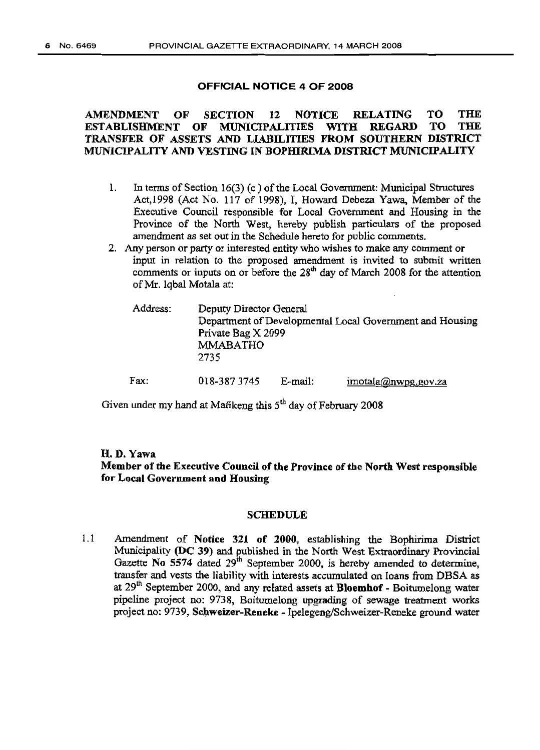**OFFICIAL NOTICE 4 OF 2008**

**AMENDMENT OF SECTION 12 NOTICE RELATING TO THE ESTABLISHMENT OF MUNICIPALITIES WITH REGARD TO THE TRANSFER OF ASSETS AND LIABILITIES FROM SOUTHERN DISTRICT MUNICIPALITY AND VESTING IN BOPHIRIMA DISTRICT MUNICIPALITY**

1. In terms of Section 16(3) (c ) of the Local Government: Municipal Structures Act,1998 (Act No. 117 of 1998), I, Howard Debeza Yawa, Member of the Executive Council responsible for Local Government and Housing in the Province of the North West, hereby publish particulars of the proposed amendment as set out in the Schedule hereto for public comments.
2. Any person or party or interested entity who wishes to make any comment or input in relation to the proposed amendment is invited to submit written comments or inputs on or before the 28th day of March 2008 for the attention of Mr. Iqbal Motala at:

Address: Deputy Director General
Department of Developmental Local Government and Housing
Private Bag X 2099
MMABATHO
2735

Fax: 018-387 3745 E-mail: imotala@nwpg.gov.za

Given under my hand at Mafikeng this 5th day of February 2008

**H. D. Yawa**
**Member of the Executive Council of the Province of the North West responsible for Local Government and Housing**

**SCHEDULE**

1.1 Amendment of **Notice 321 of 2000**, establishing the Bophirima District Municipality **(DC 39)** and published in the North West Extraordinary Provincial Gazette **No 5574** dated 29th September 2000, is hereby amended to determine, transfer and vests the liability with interests accumulated on loans from DBSA as at 29th September 2000, and any related assets at **Bloemhof** - Boitumelong water pipeline project no: 9738, Boitumelong upgrading of sewage treatment works project no: 9739, **Schweizer-Reneke** - Ipelegeng/Schweizer-Reneke ground water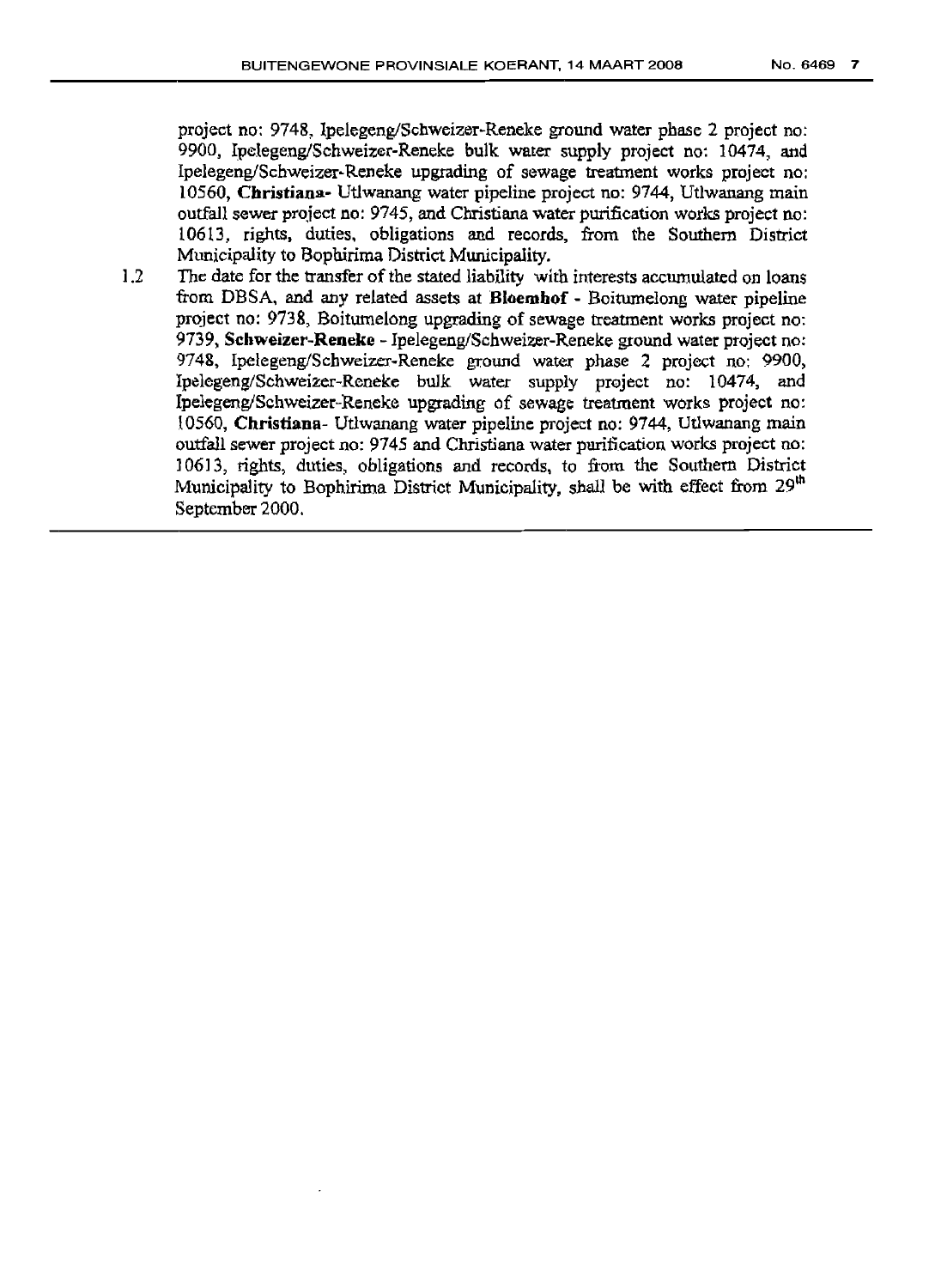project no: 9748, Ipelegeng/Schweizer-Reneke ground water phase 2 project no: 9900, Ipelegeng/Schweizer-Reneke bulk water supply project no: 10474, and Ipelegeng/Schweizer-Reneke upgrading of sewage treatment works project no: 10560, **Christiana**- Utlwanang water pipeline project no: 9744, Utlwanang main outfall sewer project no: 9745, and Christiana water purification works project no: 10613, rights, duties, obligations and records, from the Southern District Municipality to Bophirima District Municipality.

1.2 The date for the transfer of the stated liability with interests accumulated on loans from DBSA, and any related assets at **Bloemhof** - Boitumelong water pipeline project no: 9738, Boitumelong upgrading of sewage treatment works project no: 9739, **Schweizer-Reneke** - Ipelegeng/Schweizer-Reneke ground water project no: 9748, Ipelegeng/Schweizer-Reneke ground water phase 2 project no: 9900, Ipelegeng/Schweizer-Reneke bulk water supply project no: 10474, and Ipelegeng/Schweizer-Reneke upgrading of sewage treatment works project no: 10560, **Christiana**- Utlwanang water pipeline project no: 9744, Utlwanang main outfall sewer project no: 9745 and Christiana water purification works project no: 10613, rights, duties, obligations and records, to from the Southern District Municipality to Bophirima District Municipality, shall be with effect from 29[th] September 2000.